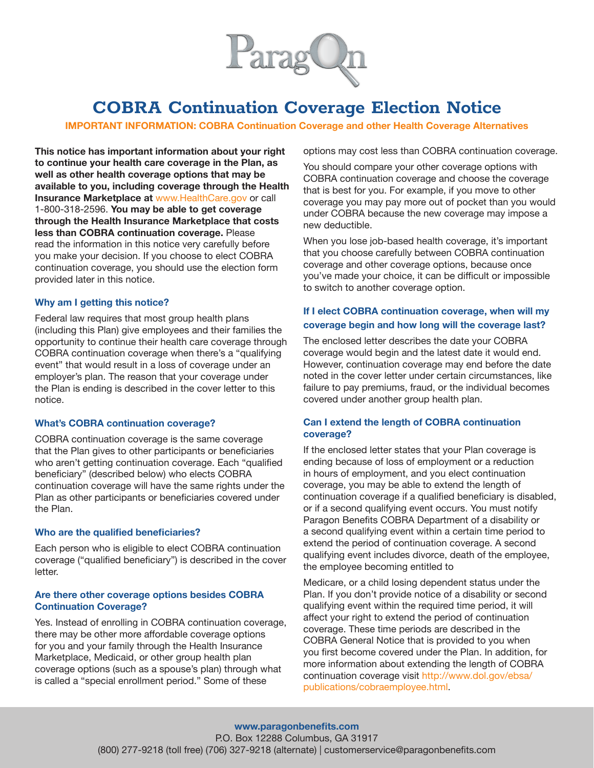# COBRA Continuation Coverage Election Notice

**IMPORTANT INFORMATION: COBRA Continuation Coverage and other Health Coverage Alternatives**

**This notice has important information about your right to continue your health care coverage in the Plan, as well as other health coverage options that may be available to you, including coverage through the Health Insurance Marketplace at** www.HealthCare.gov **or call** 1-800-318-2596. **You may be able to get coverage through the Health Insurance Marketplace that costs less than COBRA continuation coverage.** Please read the information in this notice very carefully before you make your decision. If you choose to elect COBRA continuation coverage, you should use the election form provided later in this notice.

### Why am I getting this notice?

Federal law requires that most group health plans (including this Plan) give employees and their families the opportunity to continue their health care coverage through COBRA continuation coverage when there's a "qualifying event" that would result in a loss of coverage under an employer's plan. The reason that your coverage under the Plan is ending is described in the cover letter to this notice.

### What's COBRA continuation coverage?

COBRA continuation coverage is the same coverage that the Plan gives to other participants or beneficiaries who aren't getting continuation coverage. Each "qualified beneficiary" (described below) who elects COBRA continuation coverage will have the same rights under the Plan as other participants or beneficiaries covered under the Plan.

### Who are the qualified beneficiaries?

Each person who is eligible to elect COBRA continuation coverage ("qualified beneficiary") is described in the cover letter.

### Are there other coverage options besides COBRA Continuation Coverage?

Yes. Instead of enrolling in COBRA continuation coverage, there may be other more affordable coverage options for you and your family through the Health Insurance Marketplace, Medicaid, or other group health plan coverage options (such as a spouse's plan) through what is called a "special enrollment period." Some of these options may cost less than COBRA continuation coverage.

You should compare your other coverage options with COBRA continuation coverage and choose the coverage that is best for you. For example, if you move to other coverage you may pay more out of pocket than you would under COBRA because the new coverage may impose a new deductible.

When you lose job-based health coverage, it's important that you choose carefully between COBRA continuation coverage and other coverage options, because once you've made your choice, it can be difficult or impossible to switch to another coverage option.

### If I elect COBRA continuation coverage, when will my coverage begin and how long will the coverage last?

The enclosed letter describes the date your COBRA coverage would begin and the latest date it would end. However, continuation coverage may end before the date noted in the cover letter under certain circumstances, like failure to pay premiums, fraud, or the individual becomes covered under another group health plan.

### Can I extend the length of COBRA continuation coverage?

If the enclosed letter states that your Plan coverage is ending because of loss of employment or a reduction in hours of employment, and you elect continuation coverage, you may be able to extend the length of continuation coverage if a qualified beneficiary is disabled, or if a second qualifying event occurs. You must notify Paragon Benefits COBRA Department of a disability or a second qualifying event within a certain time period to extend the period of continuation coverage. A second qualifying event includes divorce, death of the employee, the employee becoming entitled to Medicare, or a child losing dependent status under the Plan. If you don't provide notice of a disability or second qualifying event within the required time period, it will affect your right to extend the period of continuation coverage. These time periods are described in the COBRA General Notice that is provided to you when you first become covered under the Plan. In addition, for more information about extending the length of COBRA continuation coverage visit http://www.dol.gov/ebsa/publications/cobraemployee.html.

**www.paragonbenefits.com**
P.O. Box 12288 Columbus, GA 31917
(800) 277-9218 (toll free) (706) 327-9218 (alternate) | customerservice@paragonbenefits.com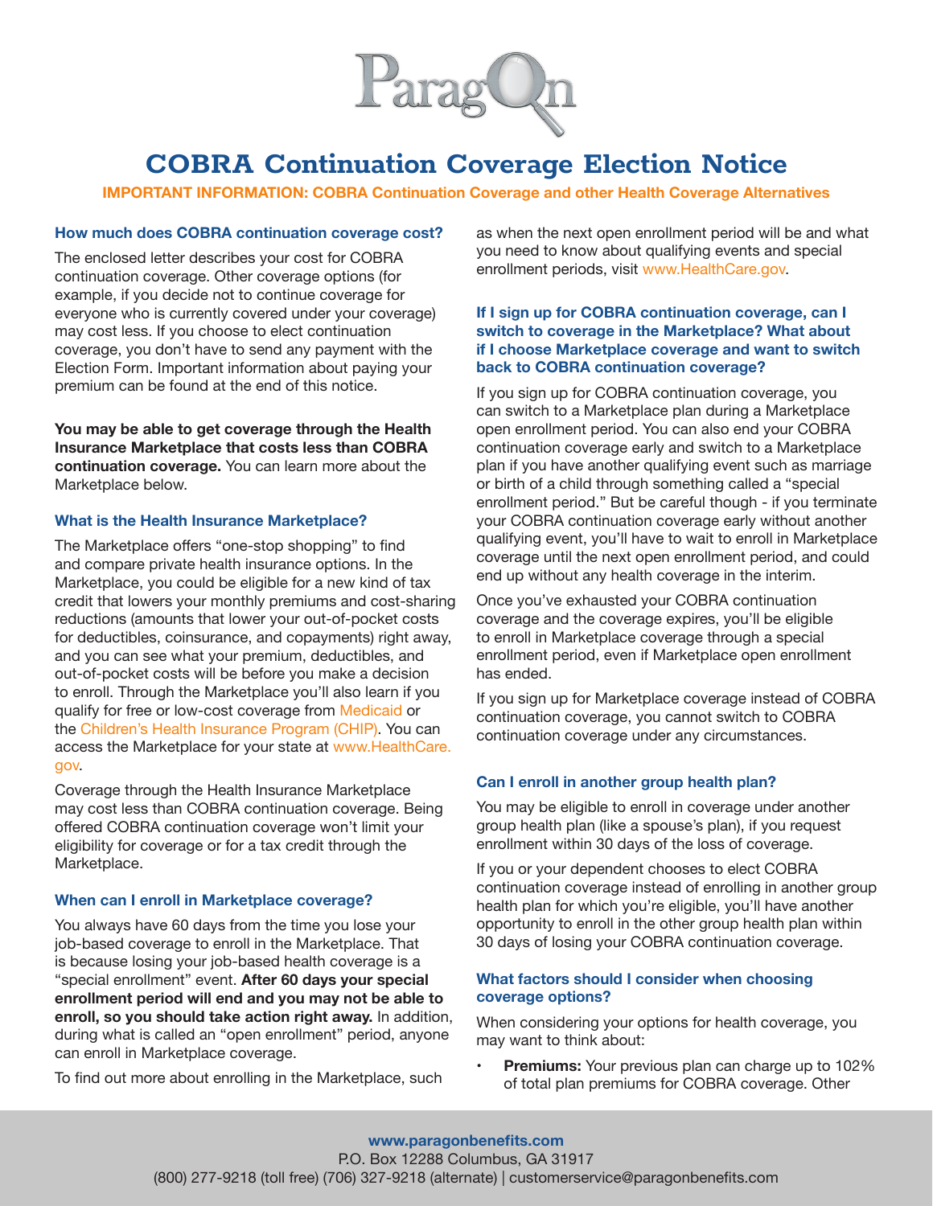# COBRA Continuation Coverage Election Notice

**IMPORTANT INFORMATION: COBRA Continuation Coverage and other Health Coverage Alternatives**

### How much does COBRA continuation coverage cost?

The enclosed letter describes your cost for COBRA continuation coverage. Other coverage options (for example, if you decide not to continue coverage for everyone who is currently covered under your coverage) may cost less. If you choose to elect continuation coverage, you don't have to send any payment with the Election Form. Important information about paying your premium can be found at the end of this notice.

**You may be able to get coverage through the Health Insurance Marketplace that costs less than COBRA continuation coverage.** You can learn more about the Marketplace below.

### What is the Health Insurance Marketplace?

The Marketplace offers "one-stop shopping" to find and compare private health insurance options. In the Marketplace, you could be eligible for a new kind of tax credit that lowers your monthly premiums and cost-sharing reductions (amounts that lower your out-of-pocket costs for deductibles, coinsurance, and copayments) right away, and you can see what your premium, deductibles, and out-of-pocket costs will be before you make a decision to enroll. Through the Marketplace you'll also learn if you qualify for free or low-cost coverage from Medicaid or the Children's Health Insurance Program (CHIP). You can access the Marketplace for your state at www.HealthCare.gov.

Coverage through the Health Insurance Marketplace may cost less than COBRA continuation coverage. Being offered COBRA continuation coverage won't limit your eligibility for coverage or for a tax credit through the Marketplace.

### When can I enroll in Marketplace coverage?

You always have 60 days from the time you lose your job-based coverage to enroll in the Marketplace. That is because losing your job-based health coverage is a "special enrollment" event. **After 60 days your special enrollment period will end and you may not be able to enroll, so you should take action right away.** In addition, during what is called an "open enrollment" period, anyone can enroll in Marketplace coverage.

To find out more about enrolling in the Marketplace, such as when the next open enrollment period will be and what you need to know about qualifying events and special enrollment periods, visit www.HealthCare.gov.

### If I sign up for COBRA continuation coverage, can I switch to coverage in the Marketplace? What about if I choose Marketplace coverage and want to switch back to COBRA continuation coverage?

If you sign up for COBRA continuation coverage, you can switch to a Marketplace plan during a Marketplace open enrollment period. You can also end your COBRA continuation coverage early and switch to a Marketplace plan if you have another qualifying event such as marriage or birth of a child through something called a "special enrollment period." But be careful though - if you terminate your COBRA continuation coverage early without another qualifying event, you'll have to wait to enroll in Marketplace coverage until the next open enrollment period, and could end up without any health coverage in the interim.

Once you've exhausted your COBRA continuation coverage and the coverage expires, you'll be eligible to enroll in Marketplace coverage through a special enrollment period, even if Marketplace open enrollment has ended.

If you sign up for Marketplace coverage instead of COBRA continuation coverage, you cannot switch to COBRA continuation coverage under any circumstances.

### Can I enroll in another group health plan?

You may be eligible to enroll in coverage under another group health plan (like a spouse's plan), if you request enrollment within 30 days of the loss of coverage.

If you or your dependent chooses to elect COBRA continuation coverage instead of enrolling in another group health plan for which you're eligible, you'll have another opportunity to enroll in the other group health plan within 30 days of losing your COBRA continuation coverage.

### What factors should I consider when choosing coverage options?

When considering your options for health coverage, you may want to think about:

- **Premiums:** Your previous plan can charge up to 102% of total plan premiums for COBRA coverage. Other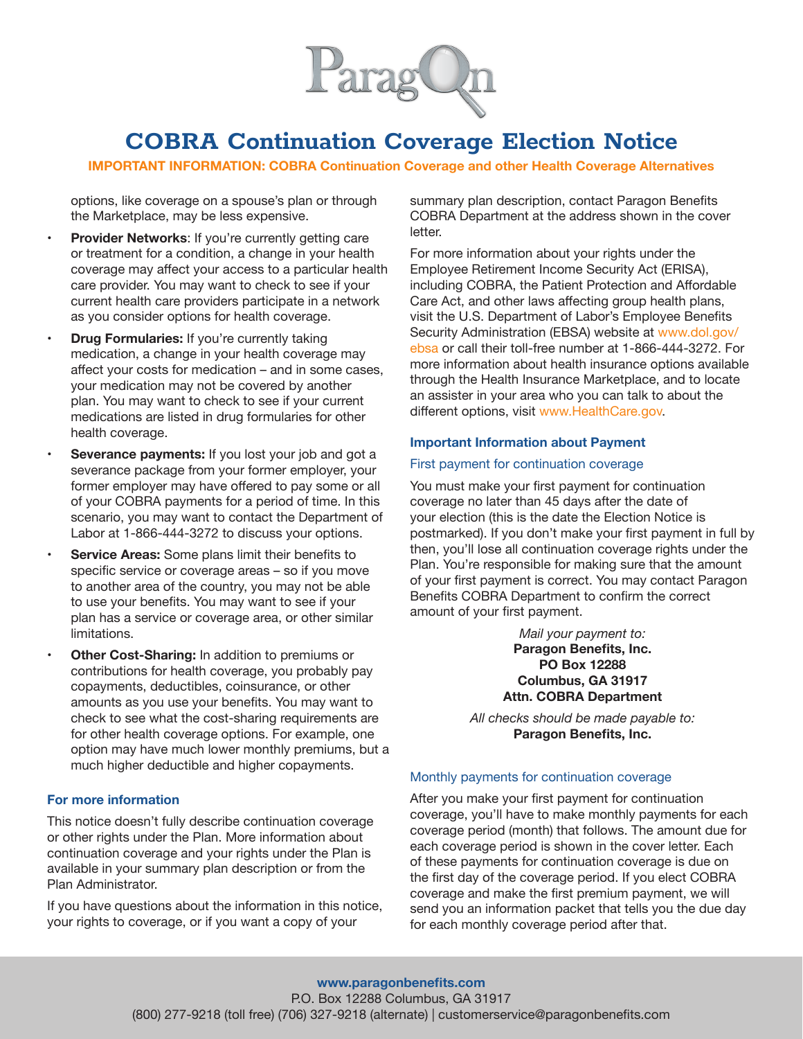# COBRA Continuation Coverage Election Notice

**IMPORTANT INFORMATION: COBRA Continuation Coverage and other Health Coverage Alternatives**

options, like coverage on a spouse's plan or through the Marketplace, may be less expensive.

- **Provider Networks**: If you're currently getting care or treatment for a condition, a change in your health coverage may affect your access to a particular health care provider. You may want to check to see if your current health care providers participate in a network as you consider options for health coverage.
- **Drug Formularies:** If you're currently taking medication, a change in your health coverage may affect your costs for medication – and in some cases, your medication may not be covered by another plan. You may want to check to see if your current medications are listed in drug formularies for other health coverage.
- **Severance payments:** If you lost your job and got a severance package from your former employer, your former employer may have offered to pay some or all of your COBRA payments for a period of time. In this scenario, you may want to contact the Department of Labor at 1-866-444-3272 to discuss your options.
- **Service Areas:** Some plans limit their benefits to specific service or coverage areas – so if you move to another area of the country, you may not be able to use your benefits. You may want to see if your plan has a service or coverage area, or other similar limitations.
- **Other Cost-Sharing:** In addition to premiums or contributions for health coverage, you probably pay copayments, deductibles, coinsurance, or other amounts as you use your benefits. You may want to check to see what the cost-sharing requirements are for other health coverage options. For example, one option may have much lower monthly premiums, but a much higher deductible and higher copayments.

### For more information

This notice doesn't fully describe continuation coverage or other rights under the Plan. More information about continuation coverage and your rights under the Plan is available in your summary plan description or from the Plan Administrator.

If you have questions about the information in this notice, your rights to coverage, or if you want a copy of your summary plan description, contact Paragon Benefits COBRA Department at the address shown in the cover letter.

For more information about your rights under the Employee Retirement Income Security Act (ERISA), including COBRA, the Patient Protection and Affordable Care Act, and other laws affecting group health plans, visit the U.S. Department of Labor's Employee Benefits Security Administration (EBSA) website at www.dol.gov/ebsa or call their toll-free number at 1-866-444-3272. For more information about health insurance options available through the Health Insurance Marketplace, and to locate an assister in your area who you can talk to about the different options, visit www.HealthCare.gov.

### Important Information about Payment

#### First payment for continuation coverage

You must make your first payment for continuation coverage no later than 45 days after the date of your election (this is the date the Election Notice is postmarked). If you don't make your first payment in full by then, you'll lose all continuation coverage rights under the Plan. You're responsible for making sure that the amount of your first payment is correct. You may contact Paragon Benefits COBRA Department to confirm the correct amount of your first payment.

*Mail your payment to:*
**Paragon Benefits, Inc.**
**PO Box 12288**
**Columbus, GA 31917**
**Attn. COBRA Department**

*All checks should be made payable to:*
**Paragon Benefits, Inc.**

#### Monthly payments for continuation coverage

After you make your first payment for continuation coverage, you'll have to make monthly payments for each coverage period (month) that follows. The amount due for each coverage period is shown in the cover letter. Each of these payments for continuation coverage is due on the first day of the coverage period. If you elect COBRA coverage and make the first premium payment, we will send you an information packet that tells you the due day for each monthly coverage period after that.

**www.paragonbenefits.com**
P.O. Box 12288 Columbus, GA 31917
(800) 277-9218 (toll free) (706) 327-9218 (alternate) | customerservice@paragonbenefits.com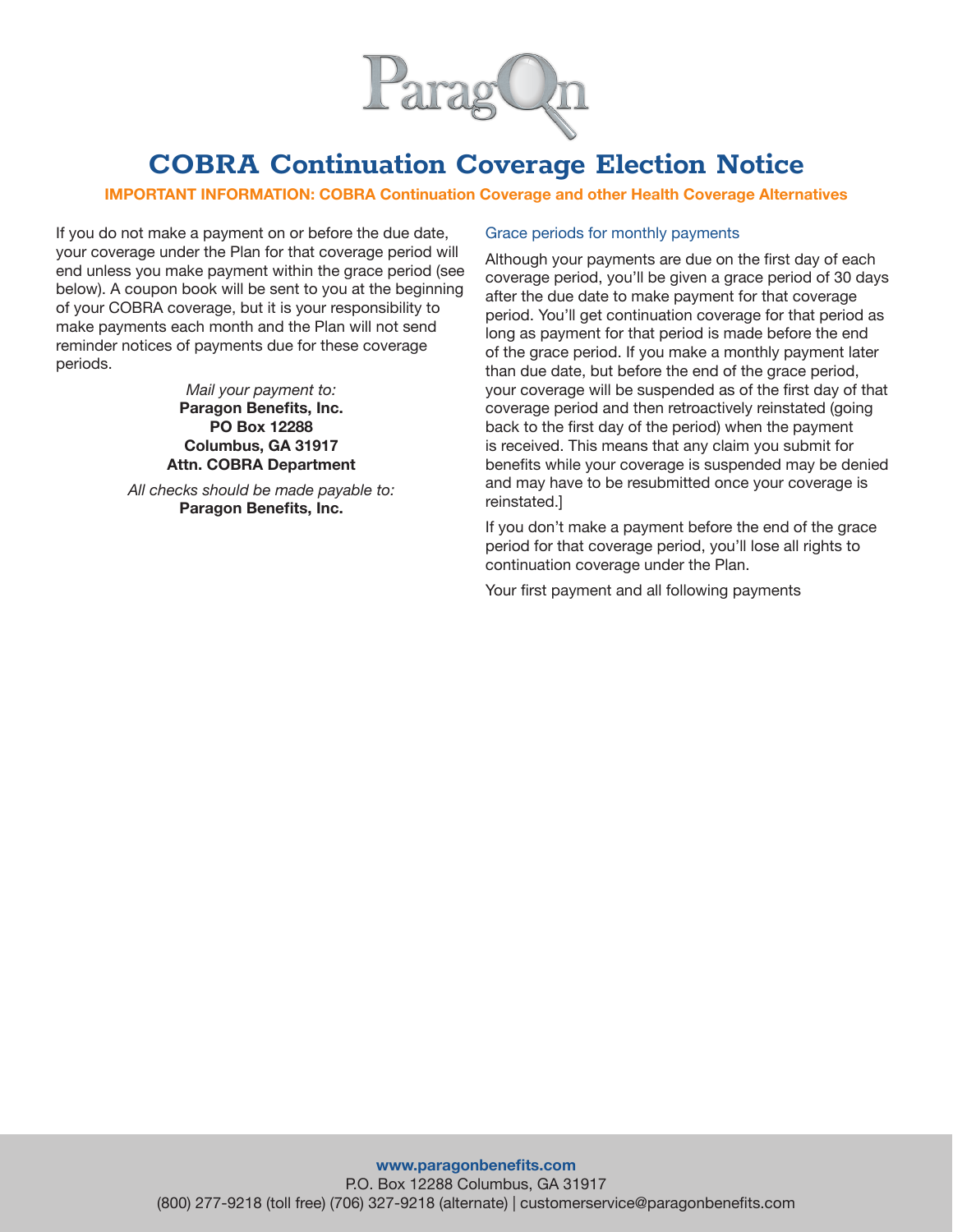// Paragon

# COBRA Continuation Coverage Election Notice

**IMPORTANT INFORMATION: COBRA Continuation Coverage and other Health Coverage Alternatives**

If you do not make a payment on or before the due date, your coverage under the Plan for that coverage period will end unless you make payment within the grace period (see below). A coupon book will be sent to you at the beginning of your COBRA coverage, but it is your responsibility to make payments each month and the Plan will not send reminder notices of payments due for these coverage periods.

*Mail your payment to:*
**Paragon Benefits, Inc.**
**PO Box 12288**
**Columbus, GA 31917**
**Attn. COBRA Department**

*All checks should be made payable to:*
**Paragon Benefits, Inc.**

### Grace periods for monthly payments

Although your payments are due on the first day of each coverage period, you'll be given a grace period of 30 days after the due date to make payment for that coverage period. You'll get continuation coverage for that period as long as payment for that period is made before the end of the grace period. If you make a monthly payment later than due date, but before the end of the grace period, your coverage will be suspended as of the first day of that coverage period and then retroactively reinstated (going back to the first day of the period) when the payment is received. This means that any claim you submit for benefits while your coverage is suspended may be denied and may have to be resubmitted once your coverage is reinstated.]

If you don't make a payment before the end of the grace period for that coverage period, you'll lose all rights to continuation coverage under the Plan.

Your first payment and all following payments

**www.paragonbenefits.com**
P.O. Box 12288 Columbus, GA 31917
(800) 277-9218 (toll free) (706) 327-9218 (alternate) | customerservice@paragonbenefits.com